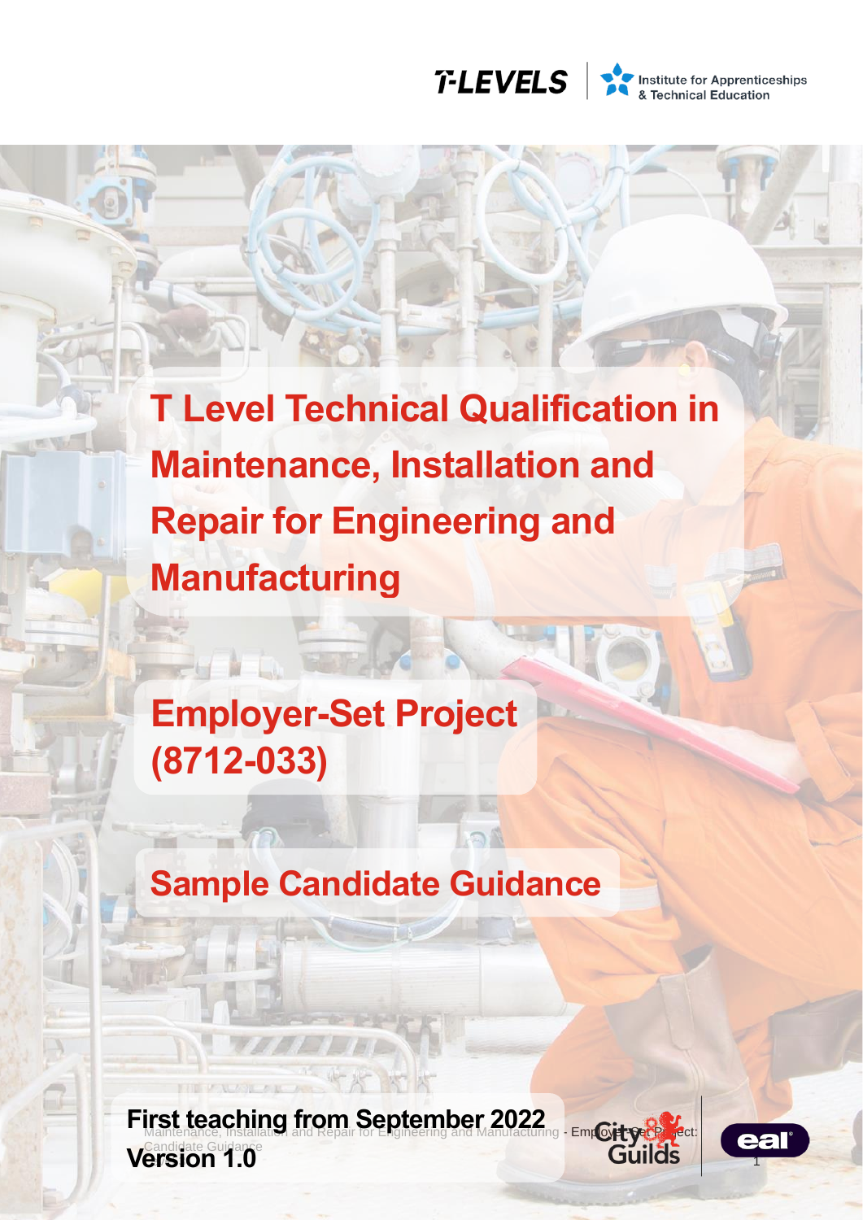# T Level Technical Qualification in Maintenance, Installation and Repair for Engineering and Manufacturing

## Employer-Set Project (8712-033)

## Sample Candidate Guidance

**First teaching from September 2022**

**Version 1.0**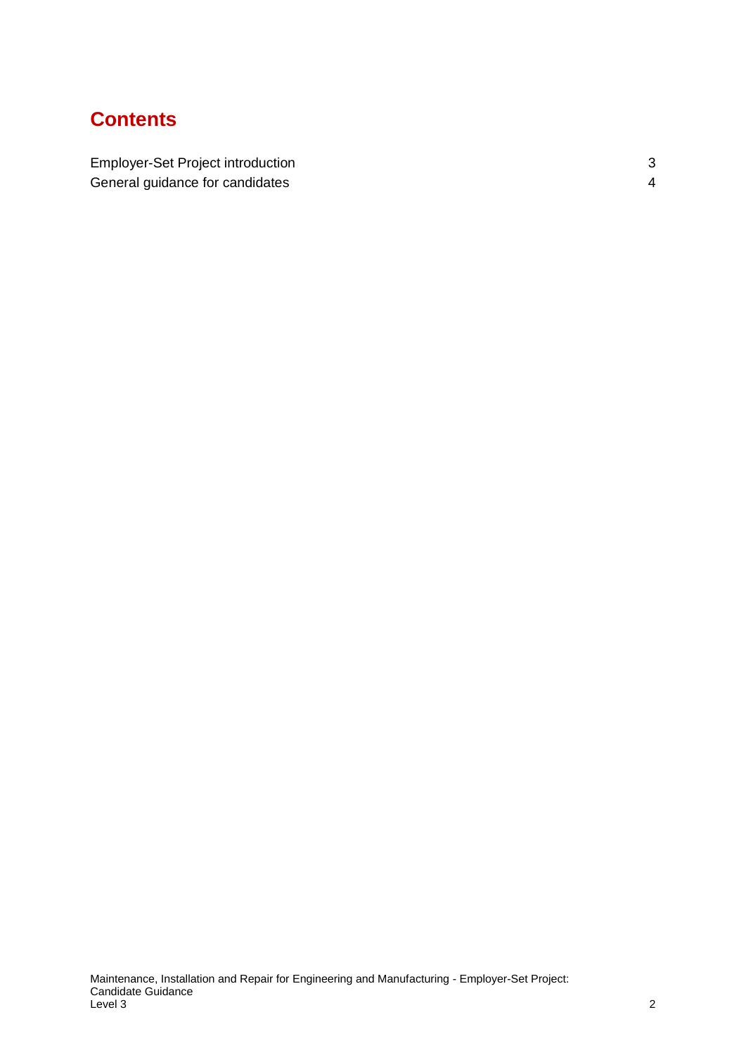# Contents

| | |
|---|---|
| Employer-Set Project introduction | 3 |
| General guidance for candidates | 4 |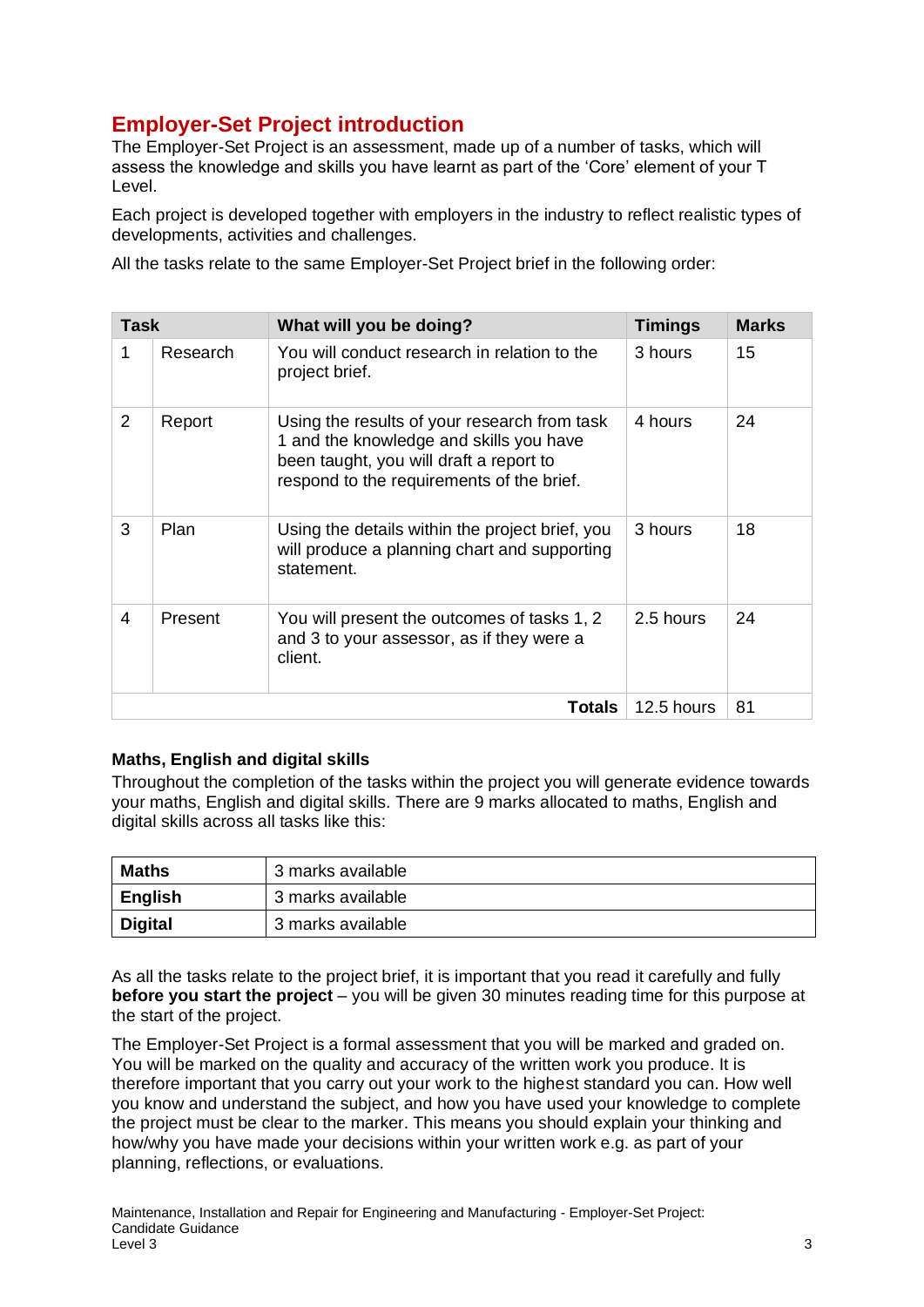## Employer-Set Project introduction

The Employer-Set Project is an assessment, made up of a number of tasks, which will assess the knowledge and skills you have learnt as part of the 'Core' element of your T Level.

Each project is developed together with employers in the industry to reflect realistic types of developments, activities and challenges.

All the tasks relate to the same Employer-Set Project brief in the following order:

| Task | | What will you be doing? | Timings | Marks |
|---|---|---|---|---|
| 1 | Research | You will conduct research in relation to the project brief. | 3 hours | 15 |
| 2 | Report | Using the results of your research from task 1 and the knowledge and skills you have been taught, you will draft a report to respond to the requirements of the brief. | 4 hours | 24 |
| 3 | Plan | Using the details within the project brief, you will produce a planning chart and supporting statement. | 3 hours | 18 |
| 4 | Present | You will present the outcomes of tasks 1, 2 and 3 to your assessor, as if they were a client. | 2.5 hours | 24 |
| | | **Totals** | 12.5 hours | 81 |

**Maths, English and digital skills**

Throughout the completion of the tasks within the project you will generate evidence towards your maths, English and digital skills. There are 9 marks allocated to maths, English and digital skills across all tasks like this:

| | |
|---|---|
| **Maths** | 3 marks available |
| **English** | 3 marks available |
| **Digital** | 3 marks available |

As all the tasks relate to the project brief, it is important that you read it carefully and fully **before you start the project** – you will be given 30 minutes reading time for this purpose at the start of the project.

The Employer-Set Project is a formal assessment that you will be marked and graded on. You will be marked on the quality and accuracy of the written work you produce. It is therefore important that you carry out your work to the highest standard you can. How well you know and understand the subject, and how you have used your knowledge to complete the project must be clear to the marker. This means you should explain your thinking and how/why you have made your decisions within your written work e.g. as part of your planning, reflections, or evaluations.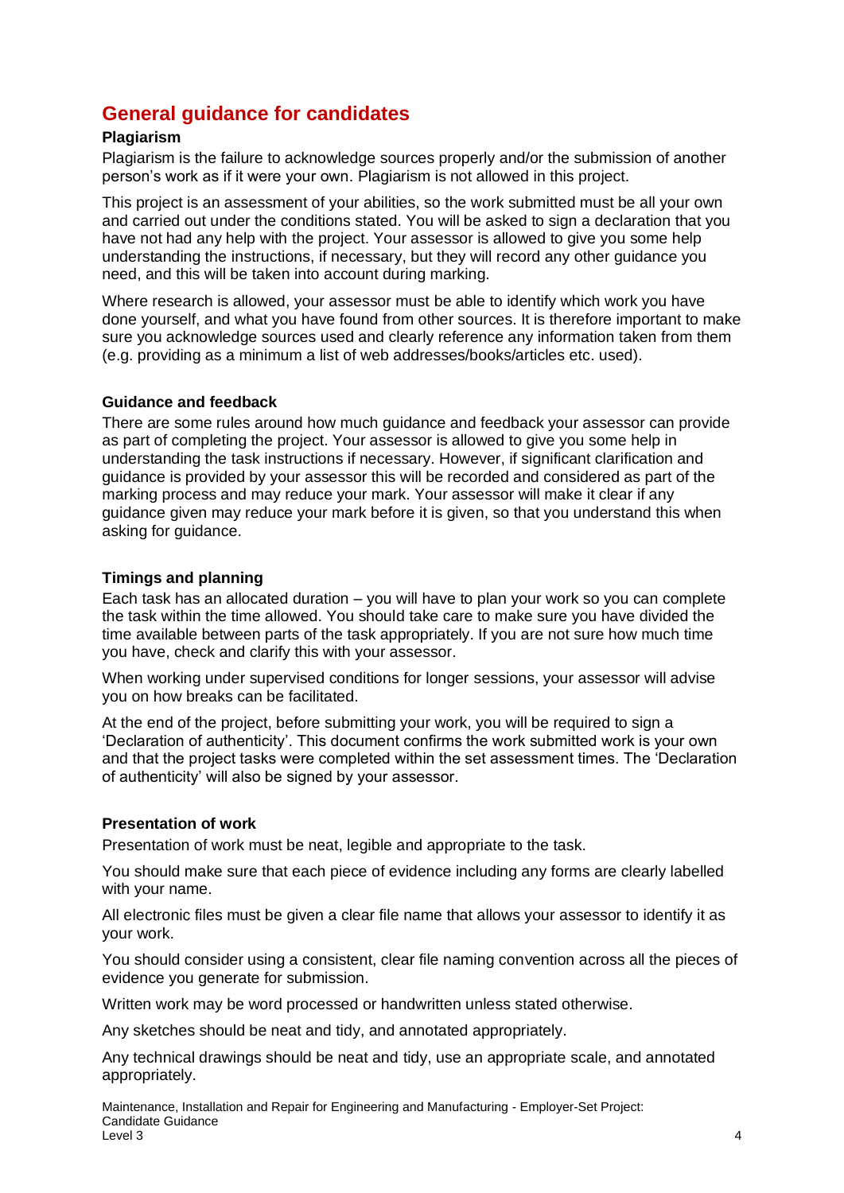## General guidance for candidates

### Plagiarism

Plagiarism is the failure to acknowledge sources properly and/or the submission of another person's work as if it were your own. Plagiarism is not allowed in this project.

This project is an assessment of your abilities, so the work submitted must be all your own and carried out under the conditions stated. You will be asked to sign a declaration that you have not had any help with the project. Your assessor is allowed to give you some help understanding the instructions, if necessary, but they will record any other guidance you need, and this will be taken into account during marking.

Where research is allowed, your assessor must be able to identify which work you have done yourself, and what you have found from other sources. It is therefore important to make sure you acknowledge sources used and clearly reference any information taken from them (e.g. providing as a minimum a list of web addresses/books/articles etc. used).

### Guidance and feedback

There are some rules around how much guidance and feedback your assessor can provide as part of completing the project. Your assessor is allowed to give you some help in understanding the task instructions if necessary. However, if significant clarification and guidance is provided by your assessor this will be recorded and considered as part of the marking process and may reduce your mark. Your assessor will make it clear if any guidance given may reduce your mark before it is given, so that you understand this when asking for guidance.

### Timings and planning

Each task has an allocated duration – you will have to plan your work so you can complete the task within the time allowed. You should take care to make sure you have divided the time available between parts of the task appropriately. If you are not sure how much time you have, check and clarify this with your assessor.

When working under supervised conditions for longer sessions, your assessor will advise you on how breaks can be facilitated.

At the end of the project, before submitting your work, you will be required to sign a 'Declaration of authenticity'. This document confirms the work submitted work is your own and that the project tasks were completed within the set assessment times. The 'Declaration of authenticity' will also be signed by your assessor.

### Presentation of work

Presentation of work must be neat, legible and appropriate to the task.

You should make sure that each piece of evidence including any forms are clearly labelled with your name.

All electronic files must be given a clear file name that allows your assessor to identify it as your work.

You should consider using a consistent, clear file naming convention across all the pieces of evidence you generate for submission.

Written work may be word processed or handwritten unless stated otherwise.

Any sketches should be neat and tidy, and annotated appropriately.

Any technical drawings should be neat and tidy, use an appropriate scale, and annotated appropriately.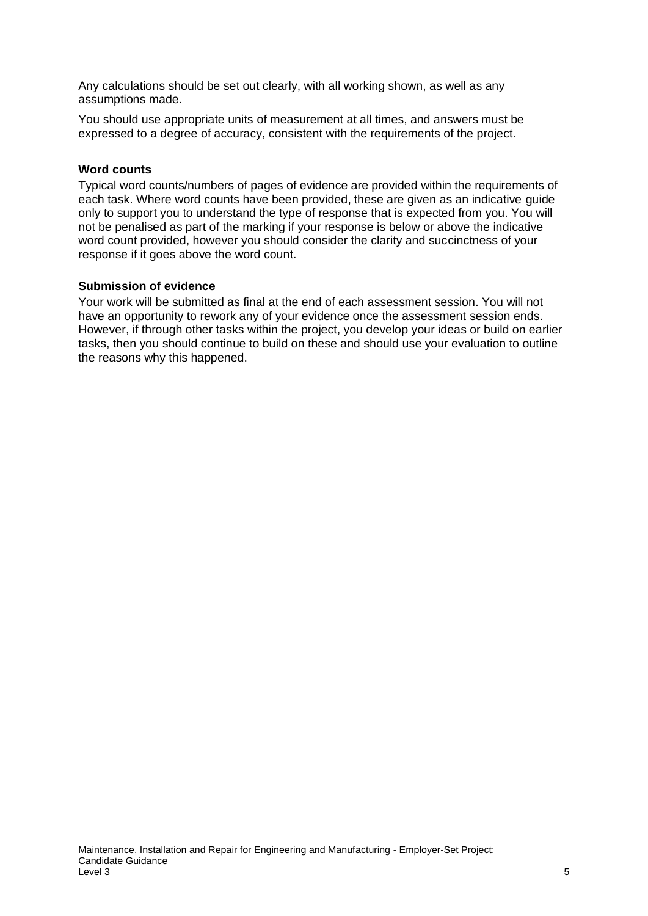Any calculations should be set out clearly, with all working shown, as well as any assumptions made.

You should use appropriate units of measurement at all times, and answers must be expressed to a degree of accuracy, consistent with the requirements of the project.

**Word counts**

Typical word counts/numbers of pages of evidence are provided within the requirements of each task. Where word counts have been provided, these are given as an indicative guide only to support you to understand the type of response that is expected from you. You will not be penalised as part of the marking if your response is below or above the indicative word count provided, however you should consider the clarity and succinctness of your response if it goes above the word count.

**Submission of evidence**

Your work will be submitted as final at the end of each assessment session. You will not have an opportunity to rework any of your evidence once the assessment session ends. However, if through other tasks within the project, you develop your ideas or build on earlier tasks, then you should continue to build on these and should use your evaluation to outline the reasons why this happened.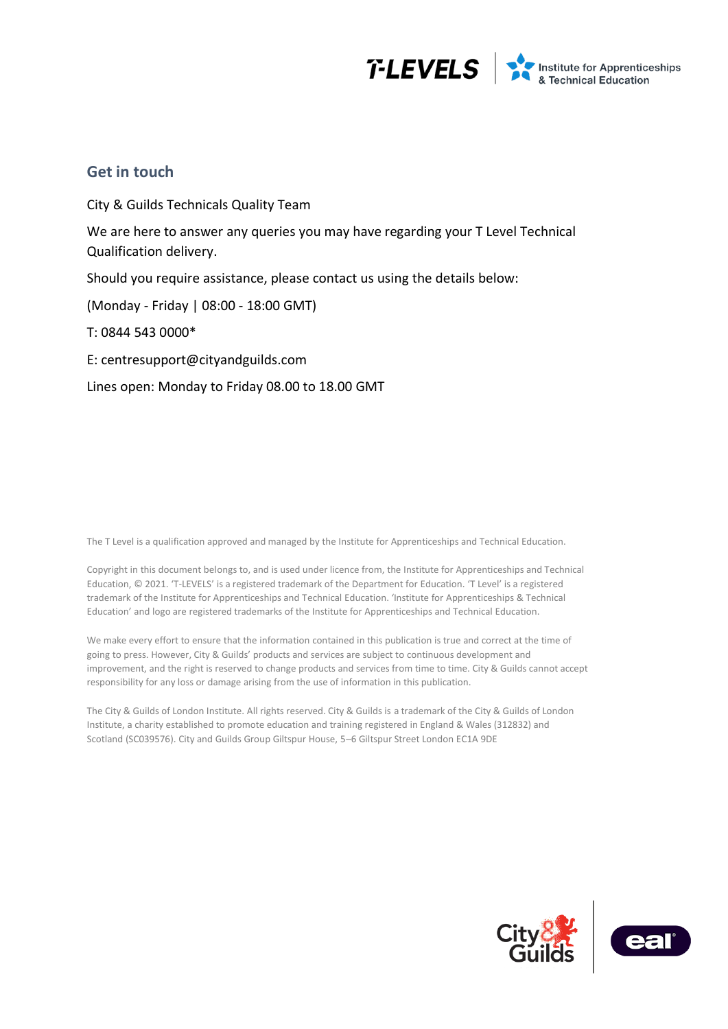## Get in touch

City & Guilds Technicals Quality Team

We are here to answer any queries you may have regarding your T Level Technical Qualification delivery.

Should you require assistance, please contact us using the details below:

(Monday - Friday | 08:00 - 18:00 GMT)

T: 0844 543 0000*

E: centresupport@cityandguilds.com

Lines open: Monday to Friday 08.00 to 18.00 GMT

The T Level is a qualification approved and managed by the Institute for Apprenticeships and Technical Education.

Copyright in this document belongs to, and is used under licence from, the Institute for Apprenticeships and Technical Education, © 2021. 'T-LEVELS' is a registered trademark of the Department for Education. 'T Level' is a registered trademark of the Institute for Apprenticeships and Technical Education. 'Institute for Apprenticeships & Technical Education' and logo are registered trademarks of the Institute for Apprenticeships and Technical Education.

We make every effort to ensure that the information contained in this publication is true and correct at the time of going to press. However, City & Guilds' products and services are subject to continuous development and improvement, and the right is reserved to change products and services from time to time. City & Guilds cannot accept responsibility for any loss or damage arising from the use of information in this publication.

The City & Guilds of London Institute. All rights reserved. City & Guilds is a trademark of the City & Guilds of London Institute, a charity established to promote education and training registered in England & Wales (312832) and Scotland (SC039576). City and Guilds Group Giltspur House, 5–6 Giltspur Street London EC1A 9DE